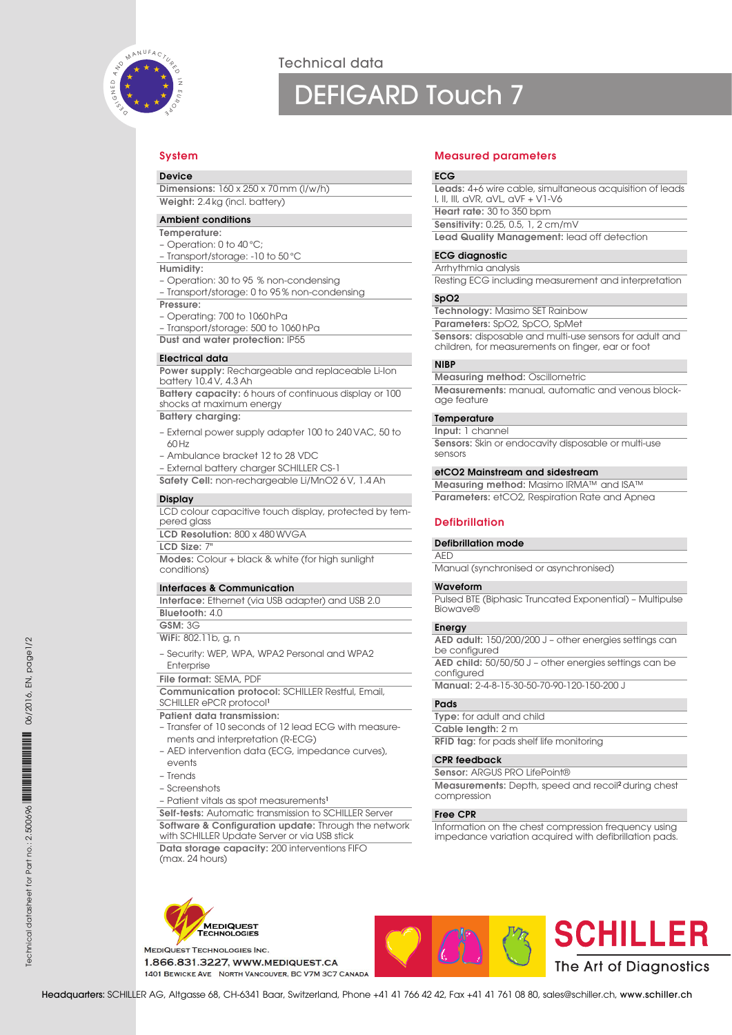Technical data

# DEFIGARD Touch 7

## System

### Device

**Dimensions:** 160 x 250 x 70 mm (l/w/h)

**Weight:** 2.4 kg (incl. battery)

### Ambient conditions

**Temperature:**
- Operation: 0 to 40 °C;
- Transport/storage: -10 to 50 °C

**Humidity:**
- Operation: 30 to 95 % non-condensing
- Transport/storage: 0 to 95 % non-condensing

**Pressure:**
- Operating: 700 to 1060 hPa
- Transport/storage: 500 to 1060 hPa

**Dust and water protection:** IP55

### Electrical data

**Power supply:** Rechargeable and replaceable Li-Ion battery 10.4 V, 4.3 Ah

**Battery capacity:** 6 hours of continuous display or 100 shocks at maximum energy

**Battery charging:**
- External power supply adapter 100 to 240 VAC, 50 to 60 Hz
- Ambulance bracket 12 to 28 VDC
- External battery charger SCHILLER CS-1

**Safety Cell:** non-rechargeable Li/MnO2 6 V, 1.4 Ah

### Display

LCD colour capacitive touch display, protected by tempered glass

**LCD Resolution:** 800 x 480 WVGA

**LCD Size:** 7"

**Modes:** Colour + black & white (for high sunlight conditions)

### Interfaces & Communication

**Interface:** Ethernet (via USB adapter) and USB 2.0

**Bluetooth:** 4.0

**GSM:** 3G

**WiFi:** 802.11b, g, n
- Security: WEP, WPA, WPA2 Personal and WPA2 Enterprise

**File format:** SEMA, PDF

**Communication protocol:** SCHILLER Restful, Email, SCHILLER ePCR protocol[1]

**Patient data transmission:**
- Transfer of 10 seconds of 12 lead ECG with measurements and interpretation (R-ECG)
- AED intervention data (ECG, impedance curves), events
- Trends
- Screenshots
- Patient vitals as spot measurements[1]

**Self-tests:** Automatic transmission to SCHILLER Server

**Software & Configuration update:** Through the network with SCHILLER Update Server or via USB stick

**Data storage capacity:** 200 interventions FIFO (max. 24 hours)

## Measured parameters

### ECG

**Leads:** 4+6 wire cable, simultaneous acquisition of leads I, II, III, aVR, aVL, aVF + V1-V6

**Heart rate:** 30 to 350 bpm

**Sensitivity:** 0.25, 0.5, 1, 2 cm/mV

**Lead Quality Management:** lead off detection

### ECG diagnostic

Arrhythmia analysis

Resting ECG including measurement and interpretation

### SpO2

**Technology:** Masimo SET Rainbow

**Parameters:** SpO2, SpCO, SpMet

**Sensors:** disposable and multi-use sensors for adult and children, for measurements on finger, ear or foot

### NIBP

**Measuring method:** Oscillometric

**Measurements:** manual, automatic and venous blockage feature

### Temperature

**Input:** 1 channel

**Sensors:** Skin or endocavity disposable or multi-use sensors

### etCO2 Mainstream and sidestream

**Measuring method:** Masimo IRMA™ and ISA™

**Parameters:** etCO2, Respiration Rate and Apnea

## Defibrillation

### Defibrillation mode

AED

Manual (synchronised or asynchronised)

### Waveform

Pulsed BTE (Biphasic Truncated Exponential) – Multipulse Biowave®

### Energy

**AED adult:** 150/200/200 J – other energies settings can be configured

**AED child:** 50/50/50 J – other energies settings can be configured

**Manual:** 2-4-8-15-30-50-70-90-120-150-200 J

### Pads

**Type:** for adult and child

**Cable length:** 2 m

**RFID tag:** for pads shelf life monitoring

### CPR feedback

**Sensor:** ARGUS PRO LifePoint®

**Measurements:** Depth, speed and recoil[2] during chest compression

### Free CPR

Information on the chest compression frequency using impedance variation acquired with defibrillation pads.

MediQuest Technologies Inc.
1.866.831.3227, www.mediquest.ca
1401 Bewicke Ave North Vancouver, BC V7M 3C7 Canada

SCHILLER
The Art of Diagnostics

Headquarters: SCHILLER AG, Altgasse 68, CH-6341 Baar, Switzerland, Phone +41 41 766 42 42, Fax +41 41 761 08 80, sales@schiller.ch, www.schiller.ch

Technical datasheet for Part no.: 2.500696 06/2016, EN, page 1/2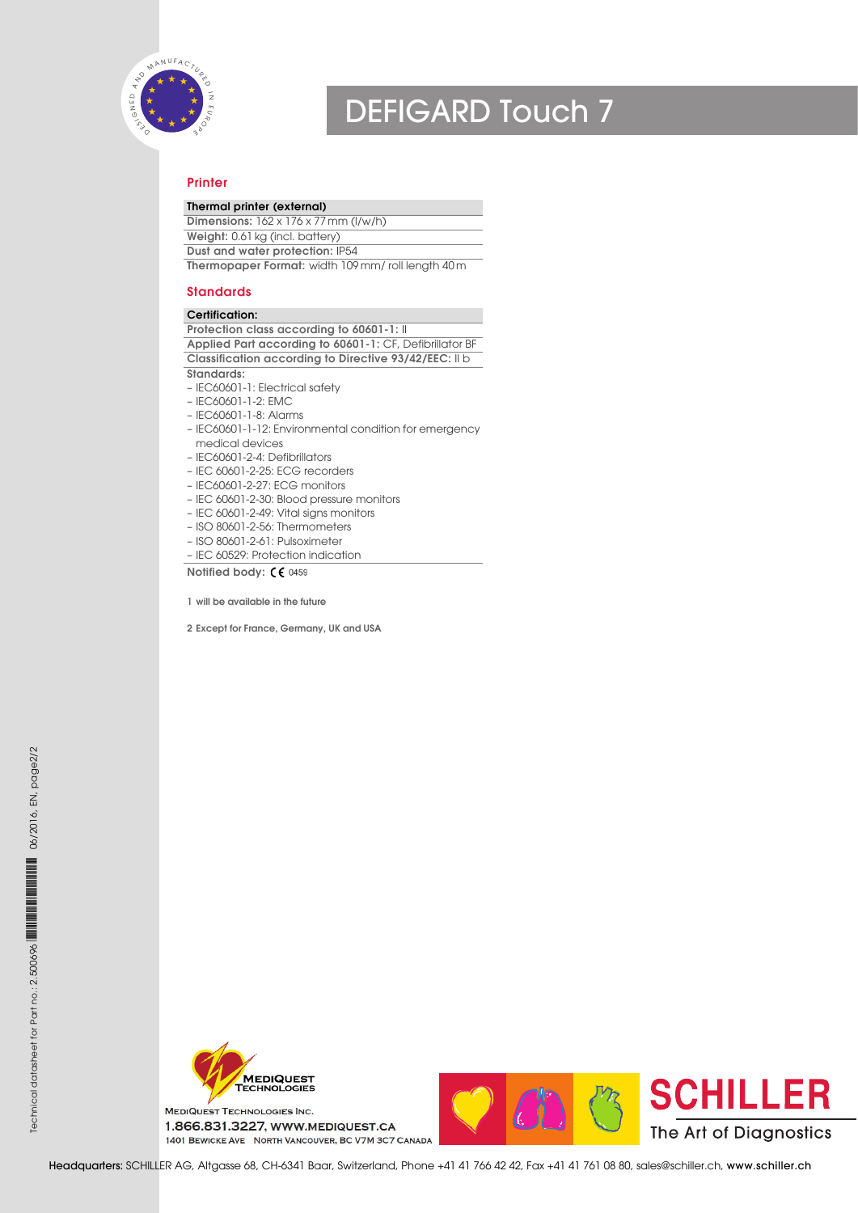# DEFIGARD Touch 7

## Printer

| Thermal printer (external) |
| --- |
| **Dimensions:** 162 x 176 x 77 mm (l/w/h) |
| **Weight:** 0.61 kg (incl. battery) |
| **Dust and water protection:** IP54 |
| **Thermopaper Format:** width 109 mm/ roll length 40 m |

## Standards

| Certification: |
| --- |
| **Protection class according to 60601-1:** II |
| **Applied Part according to 60601-1:** CF, Defibrillator BF |
| **Classification according to Directive 93/42/EEC:** II b |

**Standards:**

- IEC60601-1: Electrical safety
- IEC60601-1-2: EMC
- IEC60601-1-8: Alarms
- IEC60601-1-12: Environmental condition for emergency medical devices
- IEC60601-2-4: Defibrillators
- IEC 60601-2-25: ECG recorders
- IEC60601-2-27: ECG monitors
- IEC 60601-2-30: Blood pressure monitors
- IEC 60601-2-49: Vital signs monitors
- ISO 80601-2-56: Thermometers
- ISO 80601-2-61: Pulsoximeter
- IEC 60529: Protection indication

**Notified body:** CE 0459

1 will be available in the future

2 Except for France, Germany, UK and USA

Technical datasheet for Part no.: 2.500696 06/2016, EN, page2/2

MediQuest Technologies

MediQuest Technologies Inc.
1.866.831.3227, www.mediquest.ca
1401 Bewicke Ave North Vancouver, BC V7M 3C7 Canada

SCHILLER
The Art of Diagnostics

**Headquarters:** SCHILLER AG, Altgasse 68, CH-6341 Baar, Switzerland, Phone +41 41 766 42 42, Fax +41 41 761 08 80, sales@schiller.ch, **www.schiller.ch**